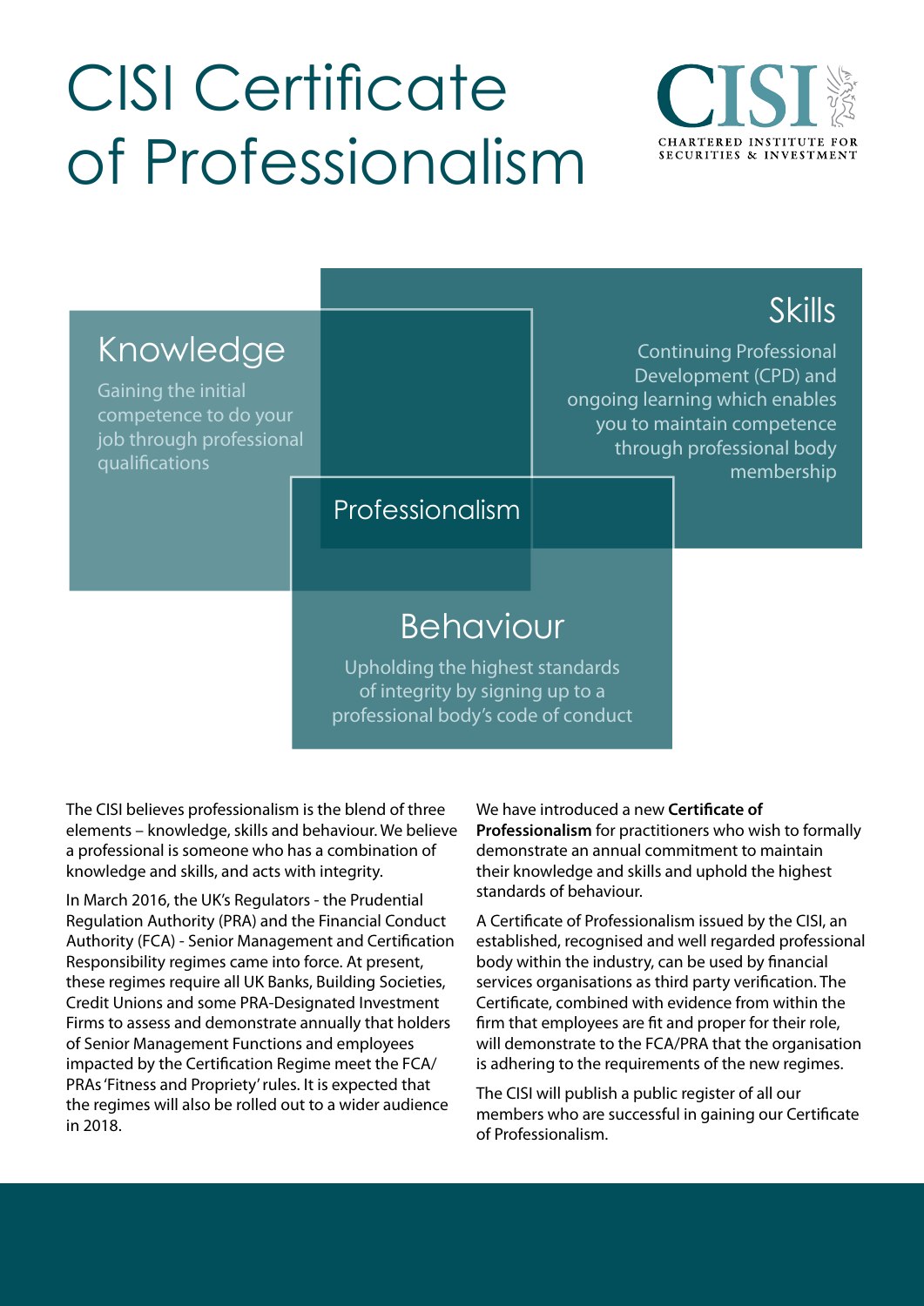# CISI Certificate of Professionalism

CISI
CHARTERED INSTITUTE FOR SECURITIES & INVESTMENT

## Knowledge

Gaining the initial competence to do your job through professional qualifications

## Skills

Continuing Professional Development (CPD) and ongoing learning which enables you to maintain competence through professional body membership

## Professionalism

## Behaviour

Upholding the highest standards of integrity by signing up to a professional body's code of conduct

The CISI believes professionalism is the blend of three elements – knowledge, skills and behaviour. We believe a professional is someone who has a combination of knowledge and skills, and acts with integrity.

In March 2016, the UK's Regulators - the Prudential Regulation Authority (PRA) and the Financial Conduct Authority (FCA) - Senior Management and Certification Responsibility regimes came into force. At present, these regimes require all UK Banks, Building Societies, Credit Unions and some PRA-Designated Investment Firms to assess and demonstrate annually that holders of Senior Management Functions and employees impacted by the Certification Regime meet the FCA/PRAs 'Fitness and Propriety' rules. It is expected that the regimes will also be rolled out to a wider audience in 2018.

We have introduced a new **Certificate of Professionalism** for practitioners who wish to formally demonstrate an annual commitment to maintain their knowledge and skills and uphold the highest standards of behaviour.

A Certificate of Professionalism issued by the CISI, an established, recognised and well regarded professional body within the industry, can be used by financial services organisations as third party verification. The Certificate, combined with evidence from within the firm that employees are fit and proper for their role, will demonstrate to the FCA/PRA that the organisation is adhering to the requirements of the new regimes.

The CISI will publish a public register of all our members who are successful in gaining our Certificate of Professionalism.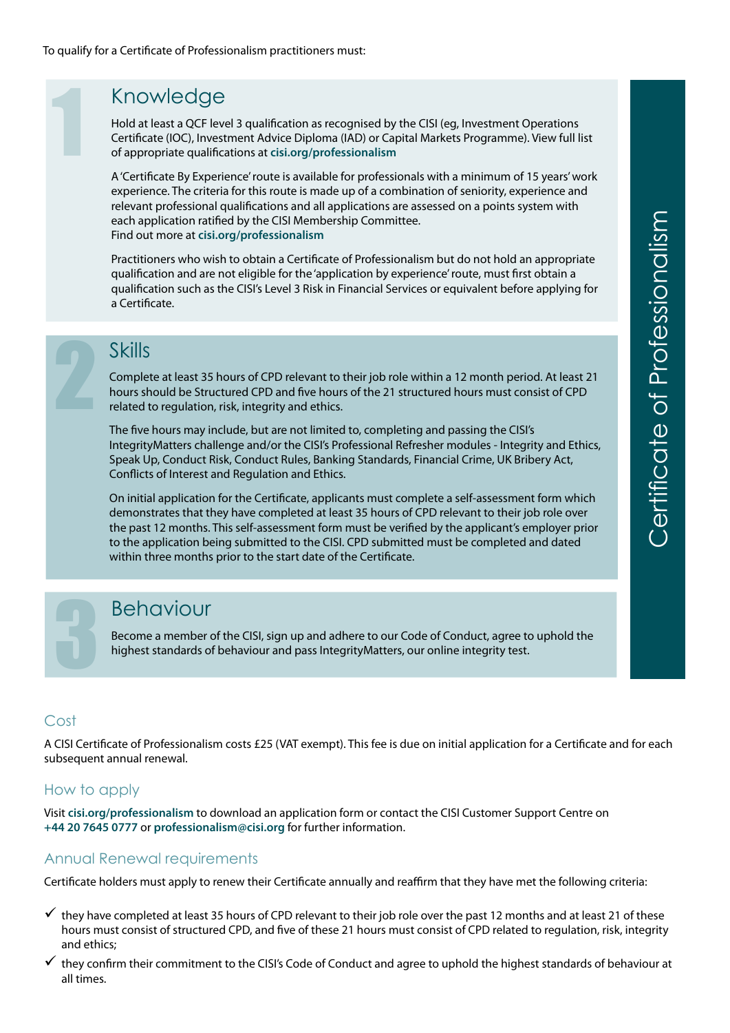To qualify for a Certificate of Professionalism practitioners must:

## 1 Knowledge

Hold at least a QCF level 3 qualification as recognised by the CISI (eg, Investment Operations Certificate (IOC), Investment Advice Diploma (IAD) or Capital Markets Programme). View full list of appropriate qualifications at **cisi.org/professionalism**

A 'Certificate By Experience' route is available for professionals with a minimum of 15 years' work experience. The criteria for this route is made up of a combination of seniority, experience and relevant professional qualifications and all applications are assessed on a points system with each application ratified by the CISI Membership Committee.
Find out more at **cisi.org/professionalism**

Practitioners who wish to obtain a Certificate of Professionalism but do not hold an appropriate qualification and are not eligible for the 'application by experience' route, must first obtain a qualification such as the CISI's Level 3 Risk in Financial Services or equivalent before applying for a Certificate.

## 2 Skills

Complete at least 35 hours of CPD relevant to their job role within a 12 month period. At least 21 hours should be Structured CPD and five hours of the 21 structured hours must consist of CPD related to regulation, risk, integrity and ethics.

The five hours may include, but are not limited to, completing and passing the CISI's IntegrityMatters challenge and/or the CISI's Professional Refresher modules - Integrity and Ethics, Speak Up, Conduct Risk, Conduct Rules, Banking Standards, Financial Crime, UK Bribery Act, Conflicts of Interest and Regulation and Ethics.

On initial application for the Certificate, applicants must complete a self-assessment form which demonstrates that they have completed at least 35 hours of CPD relevant to their job role over the past 12 months. This self-assessment form must be verified by the applicant's employer prior to the application being submitted to the CISI. CPD submitted must be completed and dated within three months prior to the start date of the Certificate.

## 3 Behaviour

Become a member of the CISI, sign up and adhere to our Code of Conduct, agree to uphold the highest standards of behaviour and pass IntegrityMatters, our online integrity test.

Certificate of Professionalism

## Cost

A CISI Certificate of Professionalism costs £25 (VAT exempt). This fee is due on initial application for a Certificate and for each subsequent annual renewal.

## How to apply

Visit **cisi.org/professionalism** to download an application form or contact the CISI Customer Support Centre on **+44 20 7645 0777** or **professionalism@cisi.org** for further information.

## Annual Renewal requirements

Certificate holders must apply to renew their Certificate annually and reaffirm that they have met the following criteria:

- ✓ they have completed at least 35 hours of CPD relevant to their job role over the past 12 months and at least 21 of these hours must consist of structured CPD, and five of these 21 hours must consist of CPD related to regulation, risk, integrity and ethics;
- ✓ they confirm their commitment to the CISI's Code of Conduct and agree to uphold the highest standards of behaviour at all times.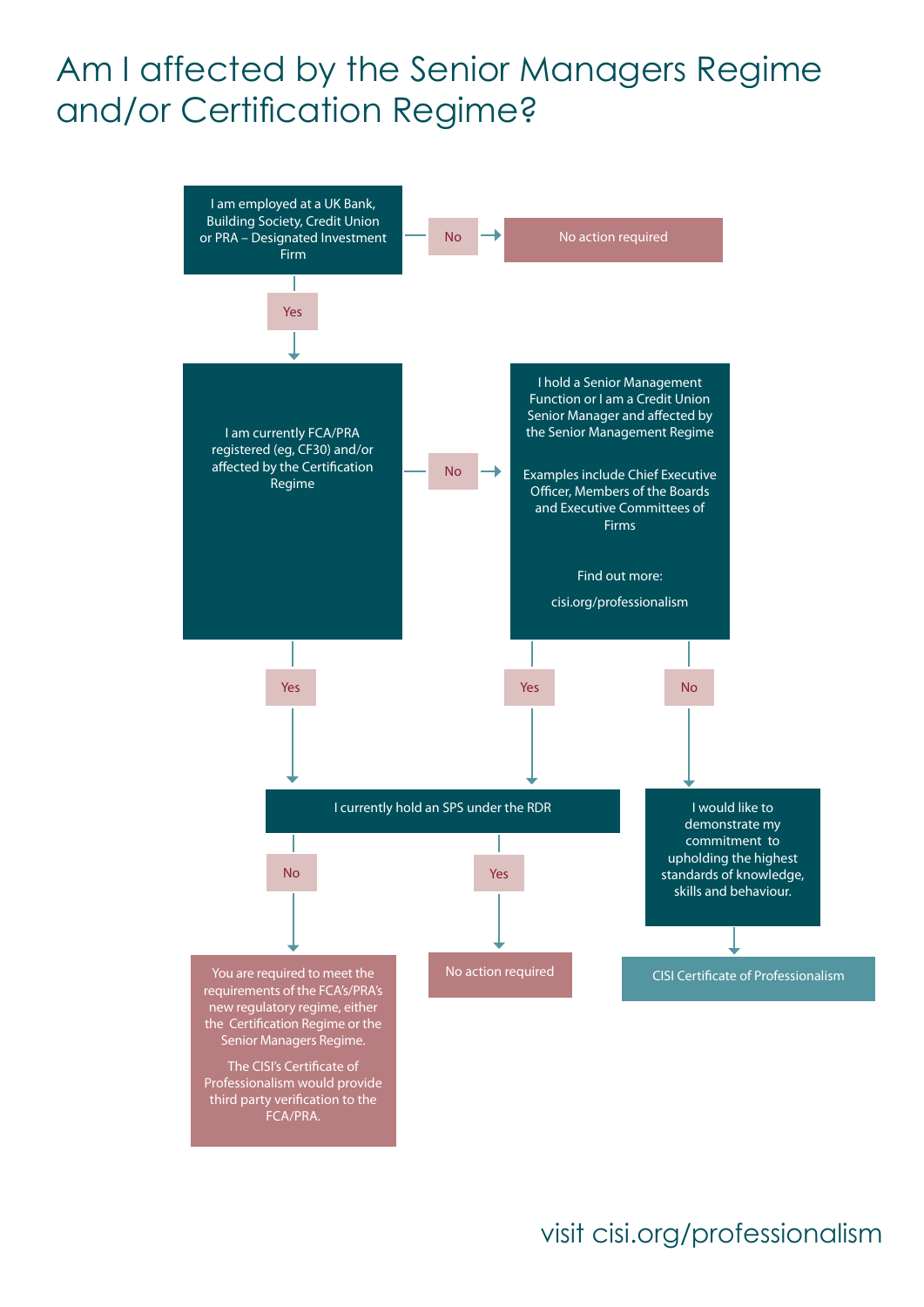# Am I affected by the Senior Managers Regime and/or Certification Regime?

I am employed at a UK Bank, Building Society, Credit Union or PRA – Designated Investment Firm

- **No** → No action required
- **Yes** → I am currently FCA/PRA registered (eg, CF30) and/or affected by the Certification Regime

I am currently FCA/PRA registered (eg, CF30) and/or affected by the Certification Regime

- **Yes** → I currently hold an SPS under the RDR
- **No** → I hold a Senior Management Function or I am a Credit Union Senior Manager and affected by the Senior Management Regime

I hold a Senior Management Function or I am a Credit Union Senior Manager and affected by the Senior Management Regime

Examples include Chief Executive Officer, Members of the Boards and Executive Committees of Firms

Find out more:

cisi.org/professionalism

- **Yes** → I currently hold an SPS under the RDR
- **No** → I would like to demonstrate my commitment to upholding the highest standards of knowledge, skills and behaviour. → CISI Certificate of Professionalism

I currently hold an SPS under the RDR

- **No** → You are required to meet the requirements of the FCA's/PRA's new regulatory regime, either the Certification Regime or the Senior Managers Regime.

  The CISI's Certificate of Professionalism would provide third party verification to the FCA/PRA.
- **Yes** → No action required

visit cisi.org/professionalism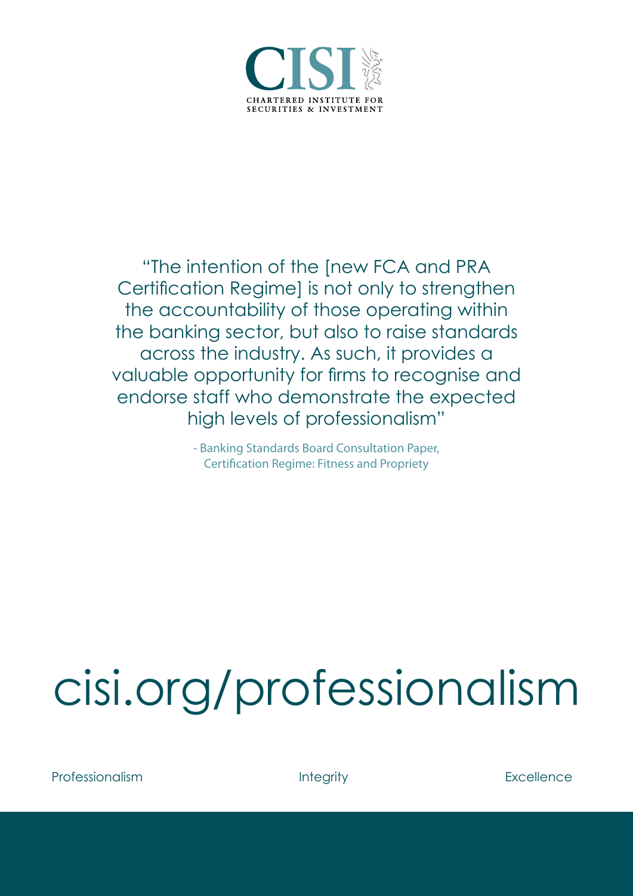CISI

CHARTERED INSTITUTE FOR SECURITIES & INVESTMENT

"The intention of the [new FCA and PRA Certification Regime] is not only to strengthen the accountability of those operating within the banking sector, but also to raise standards across the industry. As such, it provides a valuable opportunity for firms to recognise and endorse staff who demonstrate the expected high levels of professionalism"

- Banking Standards Board Consultation Paper, Certification Regime: Fitness and Propriety

# cisi.org/professionalism

Professionalism Integrity Excellence